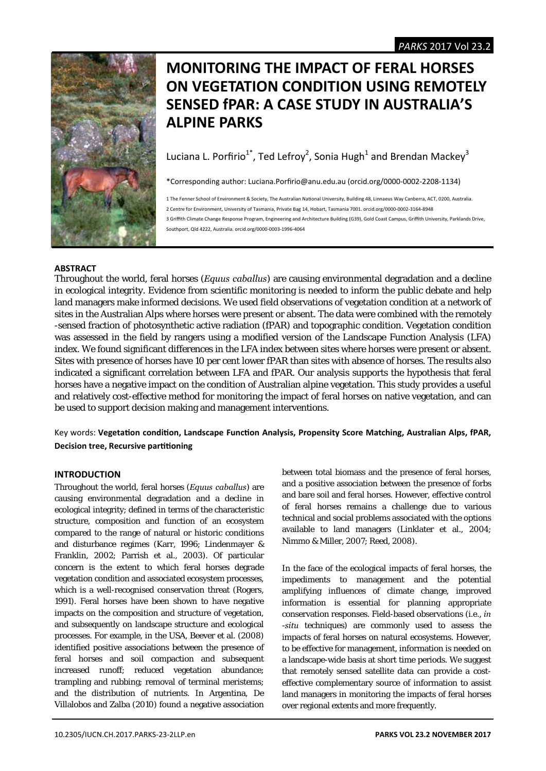# MONITORING THE IMPACT OF FERAL HORSES ON VEGETATION CONDITION USING REMOTELY SENSED fPAR: A CASE STUDY IN AUSTRALIA'S ALPINE PARKS

Luciana L. Porfirio[1*], Ted Lefroy[2], Sonia Hugh[1] and Brendan Mackey[3]

*Corresponding author: Luciana.Porfirio@anu.edu.au (orcid.org/0000-0002-2208-1134)

1 The Fenner School of Environment & Society, The Australian National University, Building 48, Linnaeus Way Canberra, ACT, 0200, Australia.
2 Centre for Environment, University of Tasmania, Private Bag 14, Hobart, Tasmania 7001. orcid.org/0000-0002-3164-8948
3 Griffith Climate Change Response Program, Engineering and Architecture Building (G39), Gold Coast Campus, Griffith University, Parklands Drive, Southport, Qld 4222, Australia. orcid.org/0000-0003-1996-4064

## ABSTRACT

Throughout the world, feral horses (*Equus caballus*) are causing environmental degradation and a decline in ecological integrity. Evidence from scientific monitoring is needed to inform the public debate and help land managers make informed decisions. We used field observations of vegetation condition at a network of sites in the Australian Alps where horses were present or absent. The data were combined with the remotely -sensed fraction of photosynthetic active radiation (fPAR) and topographic condition. Vegetation condition was assessed in the field by rangers using a modified version of the Landscape Function Analysis (LFA) index. We found significant differences in the LFA index between sites where horses were present or absent. Sites with presence of horses have 10 per cent lower fPAR than sites with absence of horses. The results also indicated a significant correlation between LFA and fPAR. Our analysis supports the hypothesis that feral horses have a negative impact on the condition of Australian alpine vegetation. This study provides a useful and relatively cost-effective method for monitoring the impact of feral horses on native vegetation, and can be used to support decision making and management interventions.

Key words: **Vegetation condition, Landscape Function Analysis, Propensity Score Matching, Australian Alps, fPAR, Decision tree, Recursive partitioning**

## INTRODUCTION

Throughout the world, feral horses (*Equus caballus*) are causing environmental degradation and a decline in ecological integrity; defined in terms of the characteristic structure, composition and function of an ecosystem compared to the range of natural or historic conditions and disturbance regimes (Karr, 1996; Lindenmayer & Franklin, 2002; Parrish et al., 2003). Of particular concern is the extent to which feral horses degrade vegetation condition and associated ecosystem processes, which is a well-recognised conservation threat (Rogers, 1991). Feral horses have been shown to have negative impacts on the composition and structure of vegetation, and subsequently on landscape structure and ecological processes. For example, in the USA, Beever et al. (2008) identified positive associations between the presence of feral horses and soil compaction and subsequent increased runoff; reduced vegetation abundance; trampling and rubbing; removal of terminal meristems; and the distribution of nutrients. In Argentina, De Villalobos and Zalba (2010) found a negative association between total biomass and the presence of feral horses, and a positive association between the presence of forbs and bare soil and feral horses. However, effective control of feral horses remains a challenge due to various technical and social problems associated with the options available to land managers (Linklater et al., 2004; Nimmo & Miller, 2007; Reed, 2008).

In the face of the ecological impacts of feral horses, the impediments to management and the potential amplifying influences of climate change, improved information is essential for planning appropriate conservation responses. Field-based observations (i.e., *in -situ* techniques) are commonly used to assess the impacts of feral horses on natural ecosystems. However, to be effective for management, information is needed on a landscape-wide basis at short time periods. We suggest that remotely sensed satellite data can provide a cost-effective complementary source of information to assist land managers in monitoring the impacts of feral horses over regional extents and more frequently.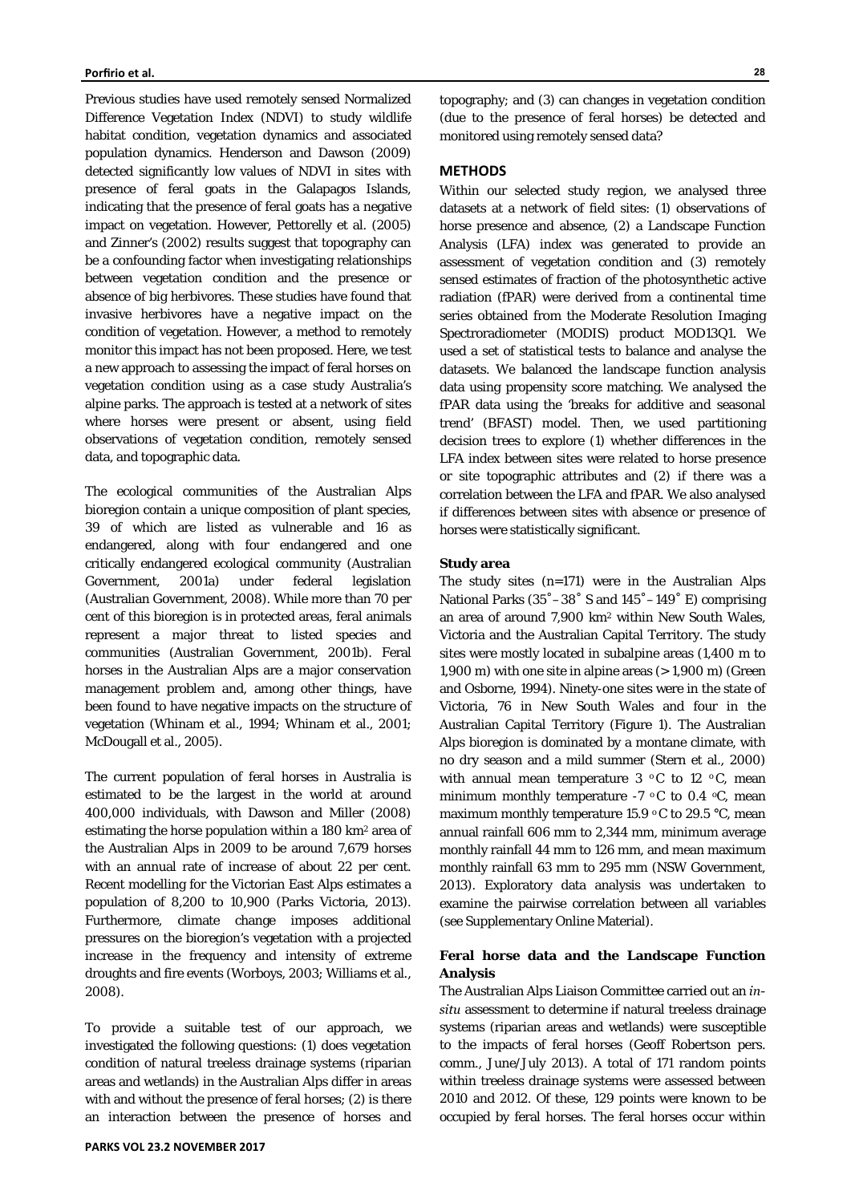Previous studies have used remotely sensed Normalized Difference Vegetation Index (NDVI) to study wildlife habitat condition, vegetation dynamics and associated population dynamics. Henderson and Dawson (2009) detected significantly low values of NDVI in sites with presence of feral goats in the Galapagos Islands, indicating that the presence of feral goats has a negative impact on vegetation. However, Pettorelly et al. (2005) and Zinner's (2002) results suggest that topography can be a confounding factor when investigating relationships between vegetation condition and the presence or absence of big herbivores. These studies have found that invasive herbivores have a negative impact on the condition of vegetation. However, a method to remotely monitor this impact has not been proposed. Here, we test a new approach to assessing the impact of feral horses on vegetation condition using as a case study Australia's alpine parks. The approach is tested at a network of sites where horses were present or absent, using field observations of vegetation condition, remotely sensed data, and topographic data.

The ecological communities of the Australian Alps bioregion contain a unique composition of plant species, 39 of which are listed as vulnerable and 16 as endangered, along with four endangered and one critically endangered ecological community (Australian Government, 2001a) under federal legislation (Australian Government, 2008). While more than 70 per cent of this bioregion is in protected areas, feral animals represent a major threat to listed species and communities (Australian Government, 2001b). Feral horses in the Australian Alps are a major conservation management problem and, among other things, have been found to have negative impacts on the structure of vegetation (Whinam et al., 1994; Whinam et al., 2001; McDougall et al., 2005).

The current population of feral horses in Australia is estimated to be the largest in the world at around 400,000 individuals, with Dawson and Miller (2008) estimating the horse population within a 180 km² area of the Australian Alps in 2009 to be around 7,679 horses with an annual rate of increase of about 22 per cent. Recent modelling for the Victorian East Alps estimates a population of 8,200 to 10,900 (Parks Victoria, 2013). Furthermore, climate change imposes additional pressures on the bioregion's vegetation with a projected increase in the frequency and intensity of extreme droughts and fire events (Worboys, 2003; Williams et al., 2008).

To provide a suitable test of our approach, we investigated the following questions: (1) does vegetation condition of natural treeless drainage systems (riparian areas and wetlands) in the Australian Alps differ in areas with and without the presence of feral horses; (2) is there an interaction between the presence of horses and topography; and (3) can changes in vegetation condition (due to the presence of feral horses) be detected and monitored using remotely sensed data?

## METHODS

Within our selected study region, we analysed three datasets at a network of field sites: (1) observations of horse presence and absence, (2) a Landscape Function Analysis (LFA) index was generated to provide an assessment of vegetation condition and (3) remotely sensed estimates of fraction of the photosynthetic active radiation (fPAR) were derived from a continental time series obtained from the Moderate Resolution Imaging Spectroradiometer (MODIS) product MOD13Q1. We used a set of statistical tests to balance and analyse the datasets. We balanced the landscape function analysis data using propensity score matching. We analysed the fPAR data using the 'breaks for additive and seasonal trend' (BFAST) model. Then, we used partitioning decision trees to explore (1) whether differences in the LFA index between sites were related to horse presence or site topographic attributes and (2) if there was a correlation between the LFA and fPAR. We also analysed if differences between sites with absence or presence of horses were statistically significant.

### Study area

The study sites (n=171) were in the Australian Alps National Parks (35˚–38˚ S and 145˚–149˚ E) comprising an area of around 7,900 km² within New South Wales, Victoria and the Australian Capital Territory. The study sites were mostly located in subalpine areas (1,400 m to 1,900 m) with one site in alpine areas (> 1,900 m) (Green and Osborne, 1994). Ninety-one sites were in the state of Victoria, 76 in New South Wales and four in the Australian Capital Territory (Figure 1). The Australian Alps bioregion is dominated by a montane climate, with no dry season and a mild summer (Stern et al., 2000) with annual mean temperature 3 °C to 12 °C, mean minimum monthly temperature -7 °C to 0.4 °C, mean maximum monthly temperature 15.9 °C to 29.5 °C, mean annual rainfall 606 mm to 2,344 mm, minimum average monthly rainfall 44 mm to 126 mm, and mean maximum monthly rainfall 63 mm to 295 mm (NSW Government, 2013). Exploratory data analysis was undertaken to examine the pairwise correlation between all variables (see Supplementary Online Material).

### Feral horse data and the Landscape Function Analysis

The Australian Alps Liaison Committee carried out an *in-situ* assessment to determine if natural treeless drainage systems (riparian areas and wetlands) were susceptible to the impacts of feral horses (Geoff Robertson pers. comm., June/July 2013). A total of 171 random points within treeless drainage systems were assessed between 2010 and 2012. Of these, 129 points were known to be occupied by feral horses. The feral horses occur within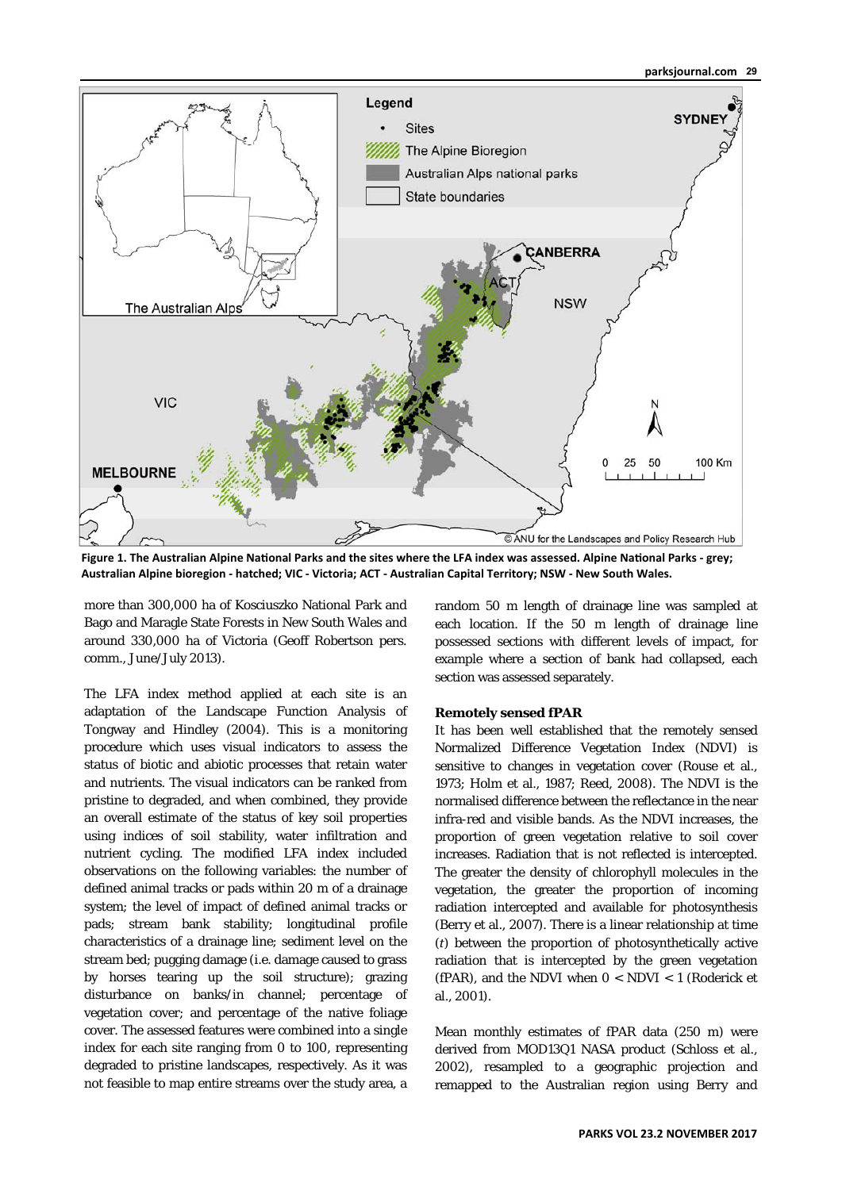Figure 1. The Australian Alpine National Parks and the sites where the LFA index was assessed. Alpine National Parks - grey; Australian Alpine bioregion - hatched; VIC - Victoria; ACT - Australian Capital Territory; NSW - New South Wales.

more than 300,000 ha of Kosciuszko National Park and Bago and Maragle State Forests in New South Wales and around 330,000 ha of Victoria (Geoff Robertson pers. comm., June/July 2013).

The LFA index method applied at each site is an adaptation of the Landscape Function Analysis of Tongway and Hindley (2004). This is a monitoring procedure which uses visual indicators to assess the status of biotic and abiotic processes that retain water and nutrients. The visual indicators can be ranked from pristine to degraded, and when combined, they provide an overall estimate of the status of key soil properties using indices of soil stability, water infiltration and nutrient cycling. The modified LFA index included observations on the following variables: the number of defined animal tracks or pads within 20 m of a drainage system; the level of impact of defined animal tracks or pads; stream bank stability; longitudinal profile characteristics of a drainage line; sediment level on the stream bed; pugging damage (i.e. damage caused to grass by horses tearing up the soil structure); grazing disturbance on banks/in channel; percentage of vegetation cover; and percentage of the native foliage cover. The assessed features were combined into a single index for each site ranging from 0 to 100, representing degraded to pristine landscapes, respectively. As it was not feasible to map entire streams over the study area, a random 50 m length of drainage line was sampled at each location. If the 50 m length of drainage line possessed sections with different levels of impact, for example where a section of bank had collapsed, each section was assessed separately.

### Remotely sensed fPAR

It has been well established that the remotely sensed Normalized Difference Vegetation Index (NDVI) is sensitive to changes in vegetation cover (Rouse et al., 1973; Holm et al., 1987; Reed, 2008). The NDVI is the normalised difference between the reflectance in the near infra-red and visible bands. As the NDVI increases, the proportion of green vegetation relative to soil cover increases. Radiation that is not reflected is intercepted. The greater the density of chlorophyll molecules in the vegetation, the greater the proportion of incoming radiation intercepted and available for photosynthesis (Berry et al., 2007). There is a linear relationship at time ($t$) between the proportion of photosynthetically active radiation that is intercepted by the green vegetation (fPAR), and the NDVI when $0 < \text{NDVI} < 1$ (Roderick et al., 2001).

Mean monthly estimates of fPAR data (250 m) were derived from MOD13Q1 NASA product (Schloss et al., 2002), resampled to a geographic projection and remapped to the Australian region using Berry and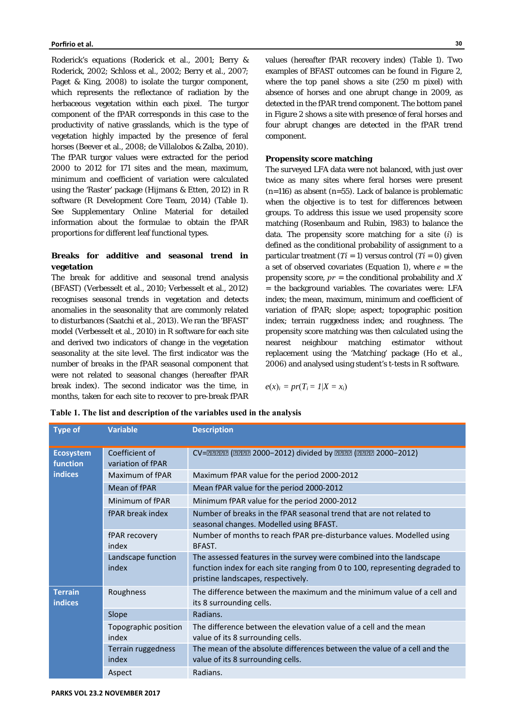Roderick's equations (Roderick et al., 2001; Berry & Roderick, 2002; Schloss et al., 2002; Berry et al., 2007; Paget & King, 2008) to isolate the turgor component, which represents the reflectance of radiation by the herbaceous vegetation within each pixel. The turgor component of the fPAR corresponds in this case to the productivity of native grasslands, which is the type of vegetation highly impacted by the presence of feral horses (Beever et al., 2008; de Villalobos & Zalba, 2010). The fPAR turgor values were extracted for the period 2000 to 2012 for 171 sites and the mean, maximum, minimum and coefficient of variation were calculated using the 'Raster' package (Hijmans & Etten, 2012) in R software (R Development Core Team, 2014) (Table 1). See Supplementary Online Material for detailed information about the formulae to obtain the fPAR proportions for different leaf functional types.

### Breaks for additive and seasonal trend in vegetation

The break for additive and seasonal trend analysis (BFAST) (Verbesselt et al., 2010; Verbesselt et al., 2012) recognises seasonal trends in vegetation and detects anomalies in the seasonality that are commonly related to disturbances (Saatchi et al., 2013). We ran the 'BFAST' model (Verbesselt et al., 2010) in R software for each site and derived two indicators of change in the vegetation seasonality at the site level. The first indicator was the number of breaks in the fPAR seasonal component that were not related to seasonal changes (hereafter fPAR break index). The second indicator was the time, in months, taken for each site to recover to pre-break fPAR values (hereafter fPAR recovery index) (Table 1). Two examples of BFAST outcomes can be found in Figure 2, where the top panel shows a site (250 m pixel) with absence of horses and one abrupt change in 2009, as detected in the fPAR trend component. The bottom panel in Figure 2 shows a site with presence of feral horses and four abrupt changes are detected in the fPAR trend component.

### Propensity score matching

The surveyed LFA data were not balanced, with just over twice as many sites where feral horses were present (n=116) as absent (n=55). Lack of balance is problematic when the objective is to test for differences between groups. To address this issue we used propensity score matching (Rosenbaum and Rubin, 1983) to balance the data. The propensity score matching for a site ($i$) is defined as the conditional probability of assignment to a particular treatment ($Ti = 1$) versus control ($Ti = 0$) given a set of observed covariates (Equation 1), where $e$ = the propensity score, $pr$ = the conditional probability and $X$ = the background variables. The covariates were: LFA index; the mean, maximum, minimum and coefficient of variation of fPAR; slope; aspect; topographic position index; terrain ruggedness index; and roughness. The propensity score matching was then calculated using the nearest neighbour matching estimator without replacement using the 'Matching' package (Ho et al., 2006) and analysed using student's t-tests in R software.

$$e(x)_i = pr(T_i = 1|X = x_i)$$

**Table 1. The list and description of the variables used in the analysis**

| Type of | Variable | Description |
|---|---|---|
| Ecosystem function indices | Coefficient of variation of fPAR | CV=▯▯▯▯▯ (▯▯▯▯ 2000–2012) divided by ▯▯▯▯ (▯▯▯▯ 2000–2012) |
| | Maximum of fPAR | Maximum fPAR value for the period 2000-2012 |
| | Mean of fPAR | Mean fPAR value for the period 2000-2012 |
| | Minimum of fPAR | Minimum fPAR value for the period 2000-2012 |
| | fPAR break index | Number of breaks in the fPAR seasonal trend that are not related to seasonal changes. Modelled using BFAST. |
| | fPAR recovery index | Number of months to reach fPAR pre-disturbance values. Modelled using BFAST. |
| | Landscape function index | The assessed features in the survey were combined into the landscape function index for each site ranging from 0 to 100, representing degraded to pristine landscapes, respectively. |
| Terrain indices | Roughness | The difference between the maximum and the minimum value of a cell and its 8 surrounding cells. |
| | Slope | Radians. |
| | Topographic position index | The difference between the elevation value of a cell and the mean value of its 8 surrounding cells. |
| | Terrain ruggedness index | The mean of the absolute differences between the value of a cell and the value of its 8 surrounding cells. |
| | Aspect | Radians. |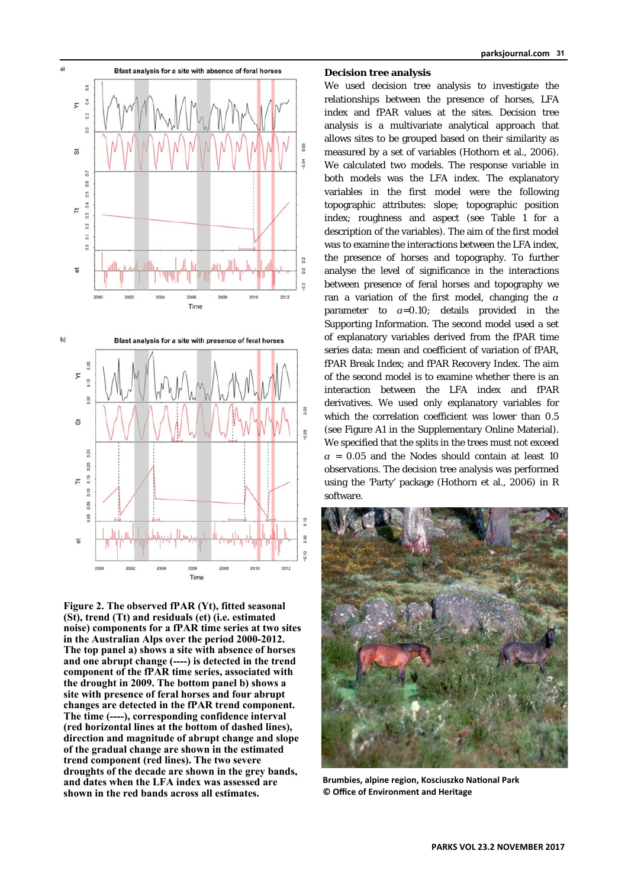Figure 2. The observed fPAR (Yt), fitted seasonal (St), trend (Tt) and residuals (et) (i.e. estimated noise) components for a fPAR time series at two sites in the Australian Alps over the period 2000-2012. The top panel a) shows a site with absence of horses and one abrupt change (----) is detected in the trend component of the fPAR time series, associated with the drought in 2009. The bottom panel b) shows a site with presence of feral horses and four abrupt changes are detected in the fPAR trend component. The time (----), corresponding confidence interval (red horizontal lines at the bottom of dashed lines), direction and magnitude of abrupt change and slope of the gradual change are shown in the estimated trend component (red lines). The two severe droughts of the decade are shown in the grey bands, and dates when the LFA index was assessed are shown in the red bands across all estimates.

### Decision tree analysis

We used decision tree analysis to investigate the relationships between the presence of horses, LFA index and fPAR values at the sites. Decision tree analysis is a multivariate analytical approach that allows sites to be grouped based on their similarity as measured by a set of variables (Hothorn et al., 2006). We calculated two models. The response variable in both models was the LFA index. The explanatory variables in the first model were the following topographic attributes: slope; topographic position index; roughness and aspect (see Table 1 for a description of the variables). The aim of the first model was to examine the interactions between the LFA index, the presence of horses and topography. To further analyse the level of significance in the interactions between presence of feral horses and topography we ran a variation of the first model, changing the $\alpha$ parameter to $\alpha$=0.10; details provided in the Supporting Information. The second model used a set of explanatory variables derived from the fPAR time series data: mean and coefficient of variation of fPAR, fPAR Break Index; and fPAR Recovery Index. The aim of the second model is to examine whether there is an interaction between the LFA index and fPAR derivatives. We used only explanatory variables for which the correlation coefficient was lower than 0.5 (see Figure A1 in the Supplementary Online Material). We specified that the splits in the trees must not exceed $\alpha$ = 0.05 and the Nodes should contain at least 10 observations. The decision tree analysis was performed using the 'Party' package (Hothorn et al., 2006) in R software.

Brumbies, alpine region, Kosciuszko National Park © Office of Environment and Heritage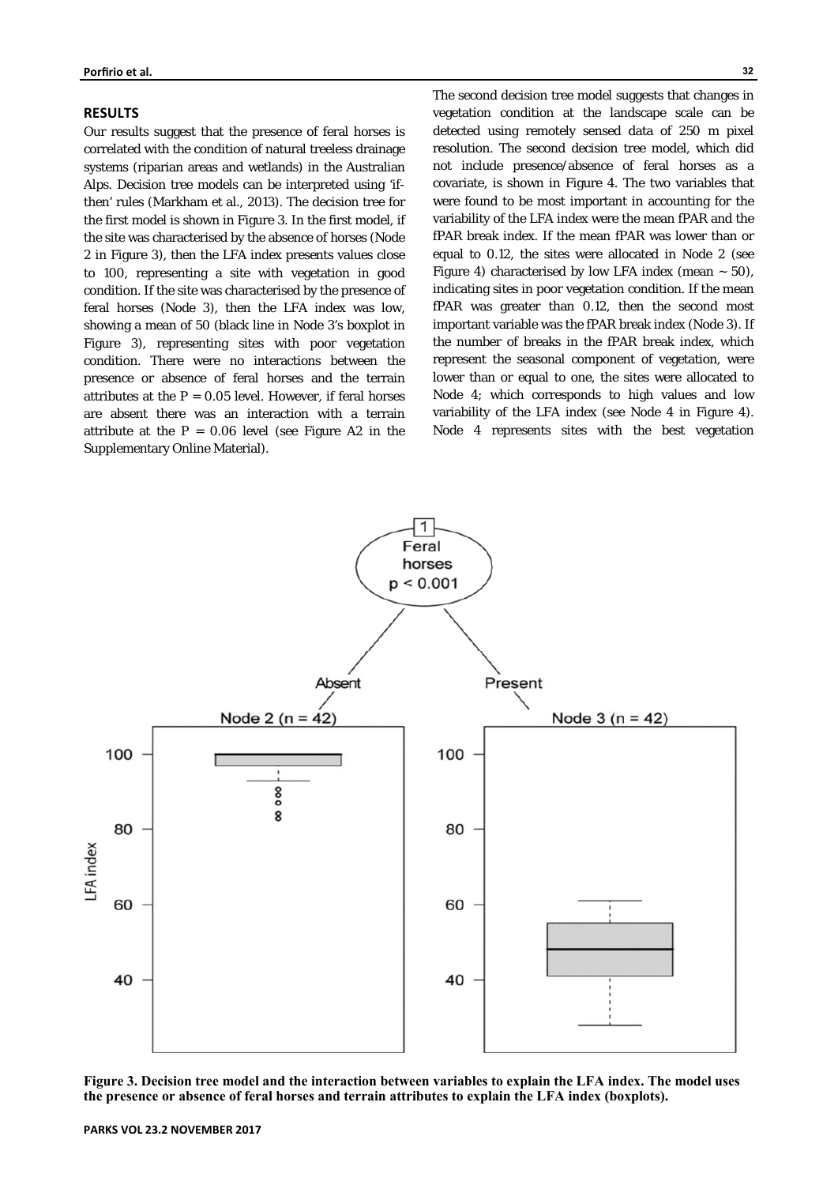## RESULTS

Our results suggest that the presence of feral horses is correlated with the condition of natural treeless drainage systems (riparian areas and wetlands) in the Australian Alps. Decision tree models can be interpreted using 'if-then' rules (Markham et al., 2013). The decision tree for the first model is shown in Figure 3. In the first model, if the site was characterised by the absence of horses (Node 2 in Figure 3), then the LFA index presents values close to 100, representing a site with vegetation in good condition. If the site was characterised by the presence of feral horses (Node 3), then the LFA index was low, showing a mean of 50 (black line in Node 3's boxplot in Figure 3), representing sites with poor vegetation condition. There were no interactions between the presence or absence of feral horses and the terrain attributes at the $P = 0.05$ level. However, if feral horses are absent there was an interaction with a terrain attribute at the $P = 0.06$ level (see Figure A2 in the Supplementary Online Material).

The second decision tree model suggests that changes in vegetation condition at the landscape scale can be detected using remotely sensed data of 250 m pixel resolution. The second decision tree model, which did not include presence/absence of feral horses as a covariate, is shown in Figure 4. The two variables that were found to be most important in accounting for the variability of the LFA index were the mean fPAR and the fPAR break index. If the mean fPAR was lower than or equal to 0.12, the sites were allocated in Node 2 (see Figure 4) characterised by low LFA index (mean ~ 50), indicating sites in poor vegetation condition. If the mean fPAR was greater than 0.12, then the second most important variable was the fPAR break index (Node 3). If the number of breaks in the fPAR break index, which represent the seasonal component of vegetation, were lower than or equal to one, the sites were allocated to Node 4; which corresponds to high values and low variability of the LFA index (see Node 4 in Figure 4). Node 4 represents sites with the best vegetation

**Figure 3. Decision tree model and the interaction between variables to explain the LFA index. The model uses the presence or absence of feral horses and terrain attributes to explain the LFA index (boxplots).**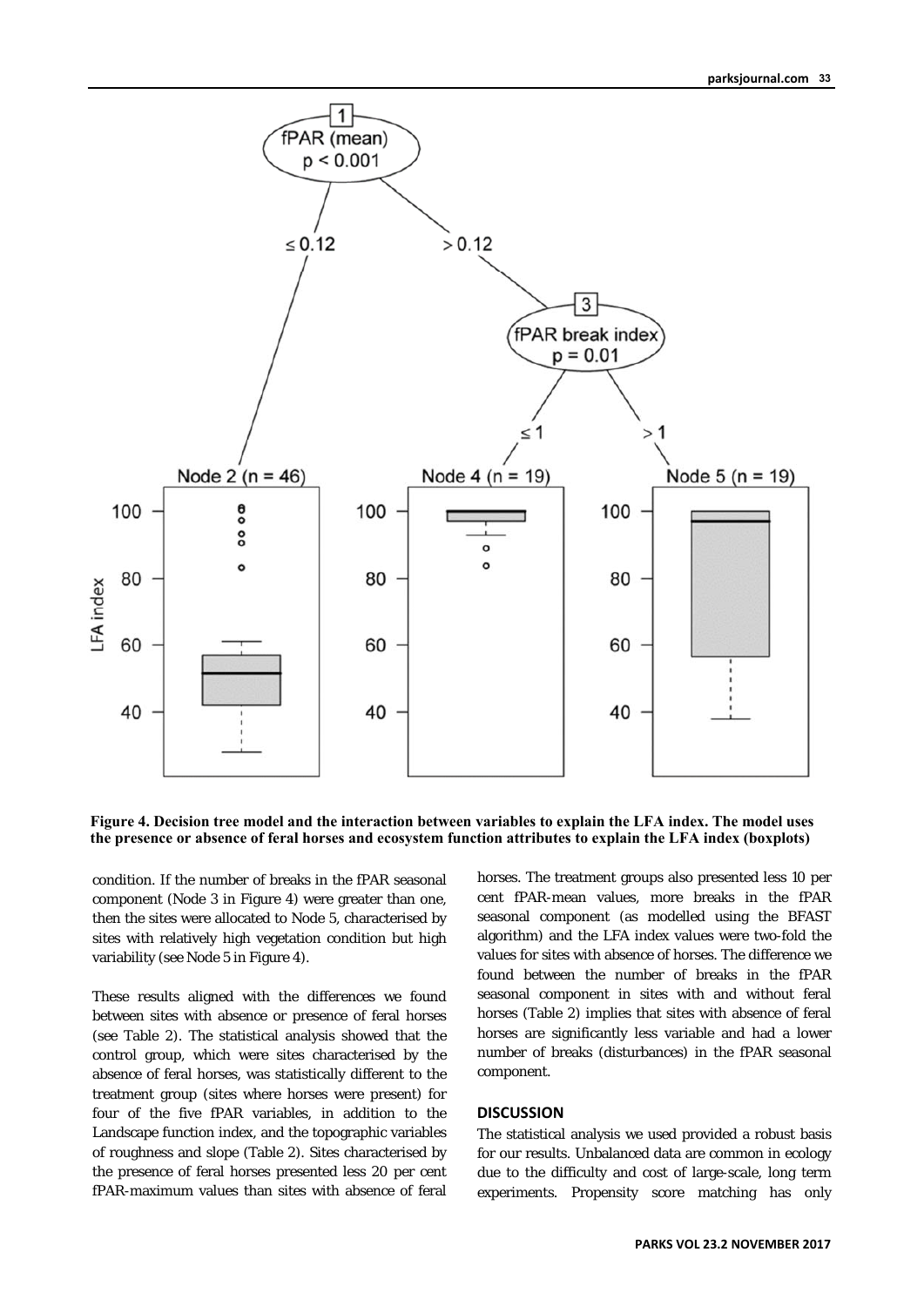**Figure 4. Decision tree model and the interaction between variables to explain the LFA index. The model uses the presence or absence of feral horses and ecosystem function attributes to explain the LFA index (boxplots)**

condition. If the number of breaks in the fPAR seasonal component (Node 3 in Figure 4) were greater than one, then the sites were allocated to Node 5, characterised by sites with relatively high vegetation condition but high variability (see Node 5 in Figure 4).

These results aligned with the differences we found between sites with absence or presence of feral horses (see Table 2). The statistical analysis showed that the control group, which were sites characterised by the absence of feral horses, was statistically different to the treatment group (sites where horses were present) for four of the five fPAR variables, in addition to the Landscape function index, and the topographic variables of roughness and slope (Table 2). Sites characterised by the presence of feral horses presented less 20 per cent fPAR-maximum values than sites with absence of feral horses. The treatment groups also presented less 10 per cent fPAR-mean values, more breaks in the fPAR seasonal component (as modelled using the BFAST algorithm) and the LFA index values were two-fold the values for sites with absence of horses. The difference we found between the number of breaks in the fPAR seasonal component in sites with and without feral horses (Table 2) implies that sites with absence of feral horses are significantly less variable and had a lower number of breaks (disturbances) in the fPAR seasonal component.

## DISCUSSION

The statistical analysis we used provided a robust basis for our results. Unbalanced data are common in ecology due to the difficulty and cost of large-scale, long term experiments. Propensity score matching has only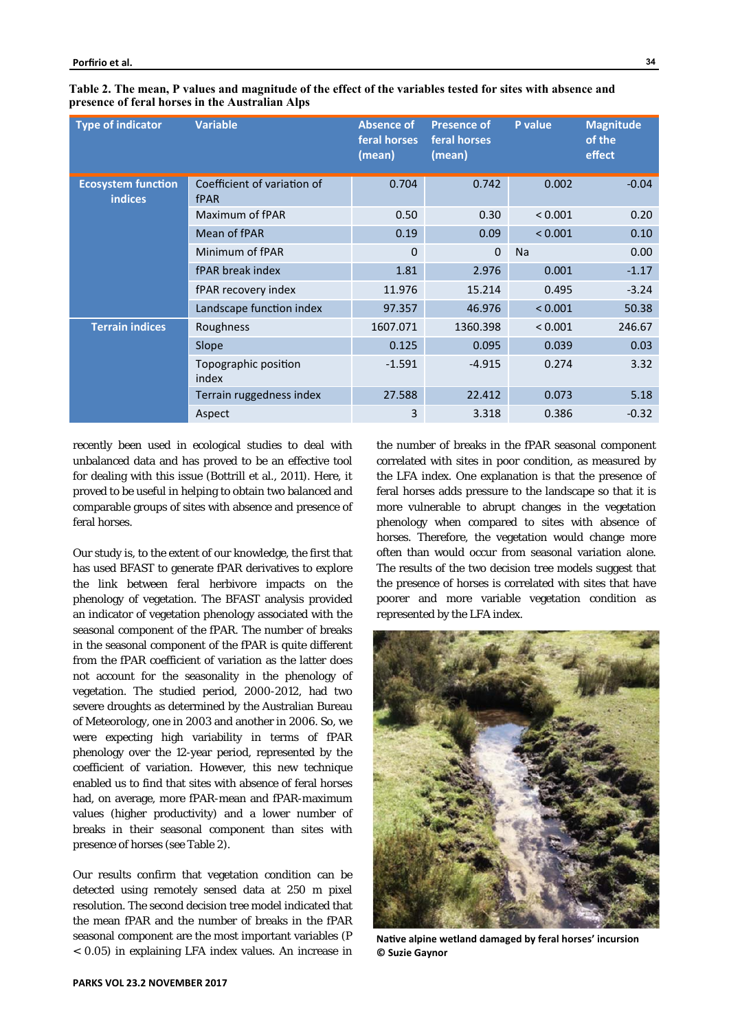**Table 2. The mean, P values and magnitude of the effect of the variables tested for sites with absence and presence of feral horses in the Australian Alps**

| Type of indicator | Variable | Absence of feral horses (mean) | Presence of feral horses (mean) | P value | Magnitude of the effect |
|---|---|---|---|---|---|
| Ecosystem function indices | Coefficient of variation of fPAR | 0.704 | 0.742 | 0.002 | -0.04 |
| | Maximum of fPAR | 0.50 | 0.30 | < 0.001 | 0.20 |
| | Mean of fPAR | 0.19 | 0.09 | < 0.001 | 0.10 |
| | Minimum of fPAR | 0 | 0 | Na | 0.00 |
| | fPAR break index | 1.81 | 2.976 | 0.001 | -1.17 |
| | fPAR recovery index | 11.976 | 15.214 | 0.495 | -3.24 |
| | Landscape function index | 97.357 | 46.976 | < 0.001 | 50.38 |
| Terrain indices | Roughness | 1607.071 | 1360.398 | < 0.001 | 246.67 |
| | Slope | 0.125 | 0.095 | 0.039 | 0.03 |
| | Topographic position index | -1.591 | -4.915 | 0.274 | 3.32 |
| | Terrain ruggedness index | 27.588 | 22.412 | 0.073 | 5.18 |
| | Aspect | 3 | 3.318 | 0.386 | -0.32 |

recently been used in ecological studies to deal with unbalanced data and has proved to be an effective tool for dealing with this issue (Bottrill et al., 2011). Here, it proved to be useful in helping to obtain two balanced and comparable groups of sites with absence and presence of feral horses.

Our study is, to the extent of our knowledge, the first that has used BFAST to generate fPAR derivatives to explore the link between feral herbivore impacts on the phenology of vegetation. The BFAST analysis provided an indicator of vegetation phenology associated with the seasonal component of the fPAR. The number of breaks in the seasonal component of the fPAR is quite different from the fPAR coefficient of variation as the latter does not account for the seasonality in the phenology of vegetation. The studied period, 2000-2012, had two severe droughts as determined by the Australian Bureau of Meteorology, one in 2003 and another in 2006. So, we were expecting high variability in terms of fPAR phenology over the 12-year period, represented by the coefficient of variation. However, this new technique enabled us to find that sites with absence of feral horses had, on average, more fPAR-mean and fPAR-maximum values (higher productivity) and a lower number of breaks in their seasonal component than sites with presence of horses (see Table 2).

Our results confirm that vegetation condition can be detected using remotely sensed data at 250 m pixel resolution. The second decision tree model indicated that the mean fPAR and the number of breaks in the fPAR seasonal component are the most important variables ($P < 0.05$) in explaining LFA index values. An increase in the number of breaks in the fPAR seasonal component correlated with sites in poor condition, as measured by the LFA index. One explanation is that the presence of feral horses adds pressure to the landscape so that it is more vulnerable to abrupt changes in the vegetation phenology when compared to sites with absence of horses. Therefore, the vegetation would change more often than would occur from seasonal variation alone. The results of the two decision tree models suggest that the presence of horses is correlated with sites that have poorer and more variable vegetation condition as represented by the LFA index.

**Native alpine wetland damaged by feral horses' incursion © Suzie Gaynor**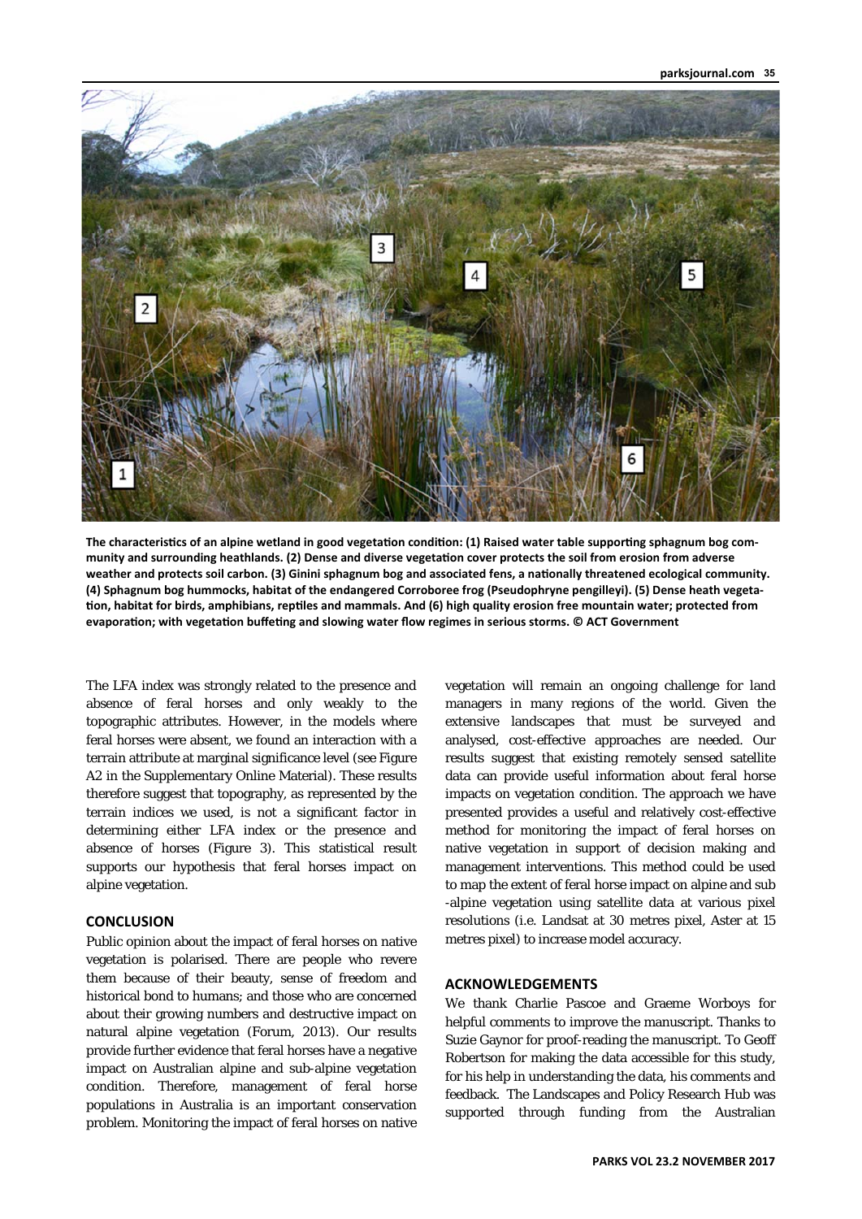The characteristics of an alpine wetland in good vegetation condition: (1) Raised water table supporting sphagnum bog community and surrounding heathlands. (2) Dense and diverse vegetation cover protects the soil from erosion from adverse weather and protects soil carbon. (3) Ginini sphagnum bog and associated fens, a nationally threatened ecological community. (4) Sphagnum bog hummocks, habitat of the endangered Corroboree frog (Pseudophryne pengilleyi). (5) Dense heath vegetation, habitat for birds, amphibians, reptiles and mammals. And (6) high quality erosion free mountain water; protected from evaporation; with vegetation buffeting and slowing water flow regimes in serious storms. © ACT Government

The LFA index was strongly related to the presence and absence of feral horses and only weakly to the topographic attributes. However, in the models where feral horses were absent, we found an interaction with a terrain attribute at marginal significance level (see Figure A2 in the Supplementary Online Material). These results therefore suggest that topography, as represented by the terrain indices we used, is not a significant factor in determining either LFA index or the presence and absence of horses (Figure 3). This statistical result supports our hypothesis that feral horses impact on alpine vegetation.

## CONCLUSION

Public opinion about the impact of feral horses on native vegetation is polarised. There are people who revere them because of their beauty, sense of freedom and historical bond to humans; and those who are concerned about their growing numbers and destructive impact on natural alpine vegetation (Forum, 2013). Our results provide further evidence that feral horses have a negative impact on Australian alpine and sub-alpine vegetation condition. Therefore, management of feral horse populations in Australia is an important conservation problem. Monitoring the impact of feral horses on native vegetation will remain an ongoing challenge for land managers in many regions of the world. Given the extensive landscapes that must be surveyed and analysed, cost-effective approaches are needed. Our results suggest that existing remotely sensed satellite data can provide useful information about feral horse impacts on vegetation condition. The approach we have presented provides a useful and relatively cost-effective method for monitoring the impact of feral horses on native vegetation in support of decision making and management interventions. This method could be used to map the extent of feral horse impact on alpine and sub-alpine vegetation using satellite data at various pixel resolutions (i.e. Landsat at 30 metres pixel, Aster at 15 metres pixel) to increase model accuracy.

## ACKNOWLEDGEMENTS

We thank Charlie Pascoe and Graeme Worboys for helpful comments to improve the manuscript. Thanks to Suzie Gaynor for proof-reading the manuscript. To Geoff Robertson for making the data accessible for this study, for his help in understanding the data, his comments and feedback. The Landscapes and Policy Research Hub was supported through funding from the Australian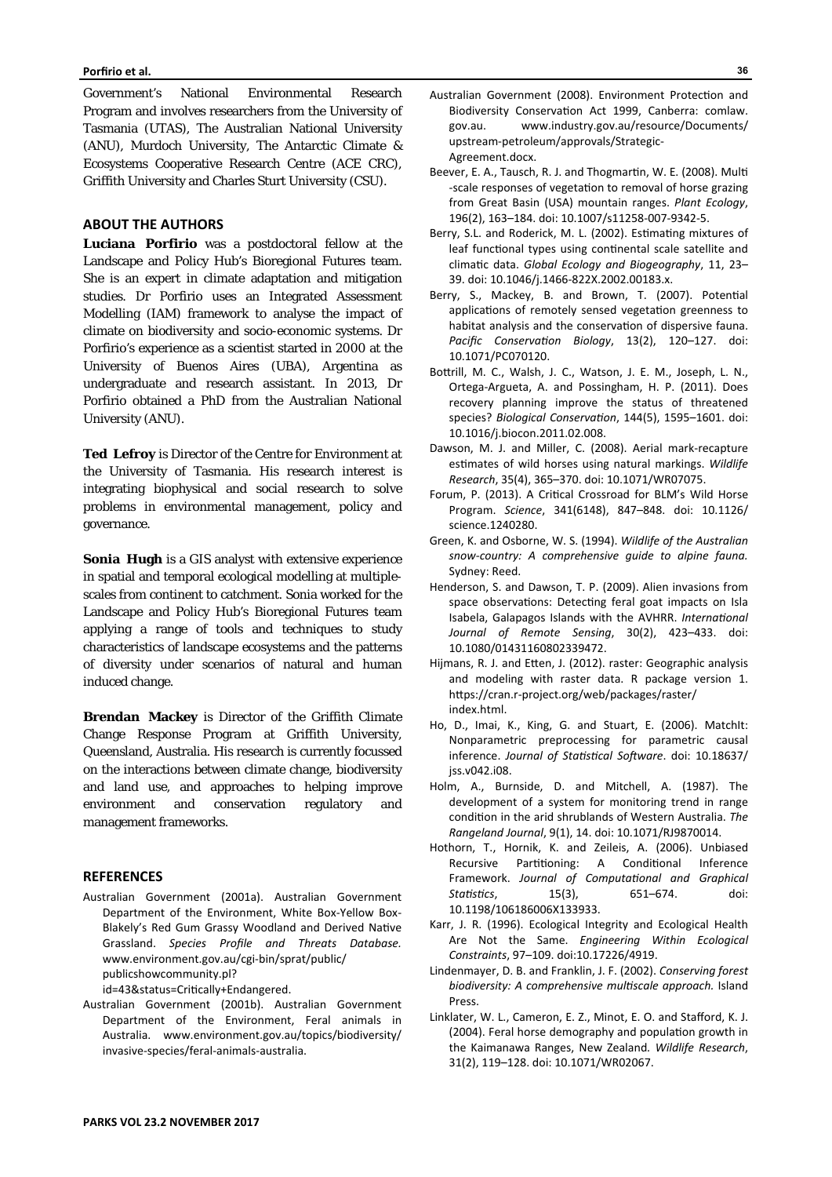Government's National Environmental Research Program and involves researchers from the University of Tasmania (UTAS), The Australian National University (ANU), Murdoch University, The Antarctic Climate & Ecosystems Cooperative Research Centre (ACE CRC), Griffith University and Charles Sturt University (CSU).

## ABOUT THE AUTHORS

**Luciana Porfirio** was a postdoctoral fellow at the Landscape and Policy Hub's Bioregional Futures team. She is an expert in climate adaptation and mitigation studies. Dr Porfirio uses an Integrated Assessment Modelling (IAM) framework to analyse the impact of climate on biodiversity and socio-economic systems. Dr Porfirio's experience as a scientist started in 2000 at the University of Buenos Aires (UBA), Argentina as undergraduate and research assistant. In 2013, Dr Porfirio obtained a PhD from the Australian National University (ANU).

**Ted Lefroy** is Director of the Centre for Environment at the University of Tasmania. His research interest is integrating biophysical and social research to solve problems in environmental management, policy and governance.

**Sonia Hugh** is a GIS analyst with extensive experience in spatial and temporal ecological modelling at multiple-scales from continent to catchment. Sonia worked for the Landscape and Policy Hub's Bioregional Futures team applying a range of tools and techniques to study characteristics of landscape ecosystems and the patterns of diversity under scenarios of natural and human induced change.

**Brendan Mackey** is Director of the Griffith Climate Change Response Program at Griffith University, Queensland, Australia. His research is currently focussed on the interactions between climate change, biodiversity and land use, and approaches to helping improve environment and conservation regulatory and management frameworks.

## REFERENCES

Australian Government (2001a). Australian Government Department of the Environment, White Box-Yellow Box-Blakely's Red Gum Grassy Woodland and Derived Native Grassland. *Species Profile and Threats Database.* www.environment.gov.au/cgi-bin/sprat/public/publicshowcommunity.pl?id=43&status=Critically+Endangered.

Australian Government (2001b). Australian Government Department of the Environment, Feral animals in Australia. www.environment.gov.au/topics/biodiversity/invasive-species/feral-animals-australia.

Australian Government (2008). Environment Protection and Biodiversity Conservation Act 1999, Canberra: comlaw.gov.au. www.industry.gov.au/resource/Documents/upstream-petroleum/approvals/Strategic-Agreement.docx.

Beever, E. A., Tausch, R. J. and Thogmartin, W. E. (2008). Multi-scale responses of vegetation to removal of horse grazing from Great Basin (USA) mountain ranges. *Plant Ecology*, 196(2), 163–184. doi: 10.1007/s11258-007-9342-5.

Berry, S.L. and Roderick, M. L. (2002). Estimating mixtures of leaf functional types using continental scale satellite and climatic data. *Global Ecology and Biogeography*, 11, 23–39. doi: 10.1046/j.1466-822X.2002.00183.x.

Berry, S., Mackey, B. and Brown, T. (2007). Potential applications of remotely sensed vegetation greenness to habitat analysis and the conservation of dispersive fauna. *Pacific Conservation Biology*, 13(2), 120–127. doi: 10.1071/PC070120.

Bottrill, M. C., Walsh, J. C., Watson, J. E. M., Joseph, L. N., Ortega-Argueta, A. and Possingham, H. P. (2011). Does recovery planning improve the status of threatened species? *Biological Conservation*, 144(5), 1595–1601. doi: 10.1016/j.biocon.2011.02.008.

Dawson, M. J. and Miller, C. (2008). Aerial mark-recapture estimates of wild horses using natural markings. *Wildlife Research*, 35(4), 365–370. doi: 10.1071/WR07075.

Forum, P. (2013). A Critical Crossroad for BLM's Wild Horse Program. *Science*, 341(6148), 847–848. doi: 10.1126/science.1240280.

Green, K. and Osborne, W. S. (1994). *Wildlife of the Australian snow-country: A comprehensive guide to alpine fauna.* Sydney: Reed.

Henderson, S. and Dawson, T. P. (2009). Alien invasions from space observations: Detecting feral goat impacts on Isla Isabela, Galapagos Islands with the AVHRR. *International Journal of Remote Sensing*, 30(2), 423–433. doi: 10.1080/01431160802339472.

Hijmans, R. J. and Etten, J. (2012). raster: Geographic analysis and modeling with raster data. R package version 1. https://cran.r-project.org/web/packages/raster/index.html.

Ho, D., Imai, K., King, G. and Stuart, E. (2006). MatchIt: Nonparametric preprocessing for parametric causal inference. *Journal of Statistical Software*. doi: 10.18637/jss.v042.i08.

Holm, A., Burnside, D. and Mitchell, A. (1987). The development of a system for monitoring trend in range condition in the arid shrublands of Western Australia. *The Rangeland Journal*, 9(1), 14. doi: 10.1071/RJ9870014.

Hothorn, T., Hornik, K. and Zeileis, A. (2006). Unbiased Recursive Partitioning: A Conditional Inference Framework. *Journal of Computational and Graphical Statistics*, 15(3), 651–674. doi: 10.1198/106186006X133933.

Karr, J. R. (1996). Ecological Integrity and Ecological Health Are Not the Same. *Engineering Within Ecological Constraints*, 97–109. doi:10.17226/4919.

Lindenmayer, D. B. and Franklin, J. F. (2002). *Conserving forest biodiversity: A comprehensive multiscale approach.* Island Press.

Linklater, W. L., Cameron, E. Z., Minot, E. O. and Stafford, K. J. (2004). Feral horse demography and population growth in the Kaimanawa Ranges, New Zealand. *Wildlife Research*, 31(2), 119–128. doi: 10.1071/WR02067.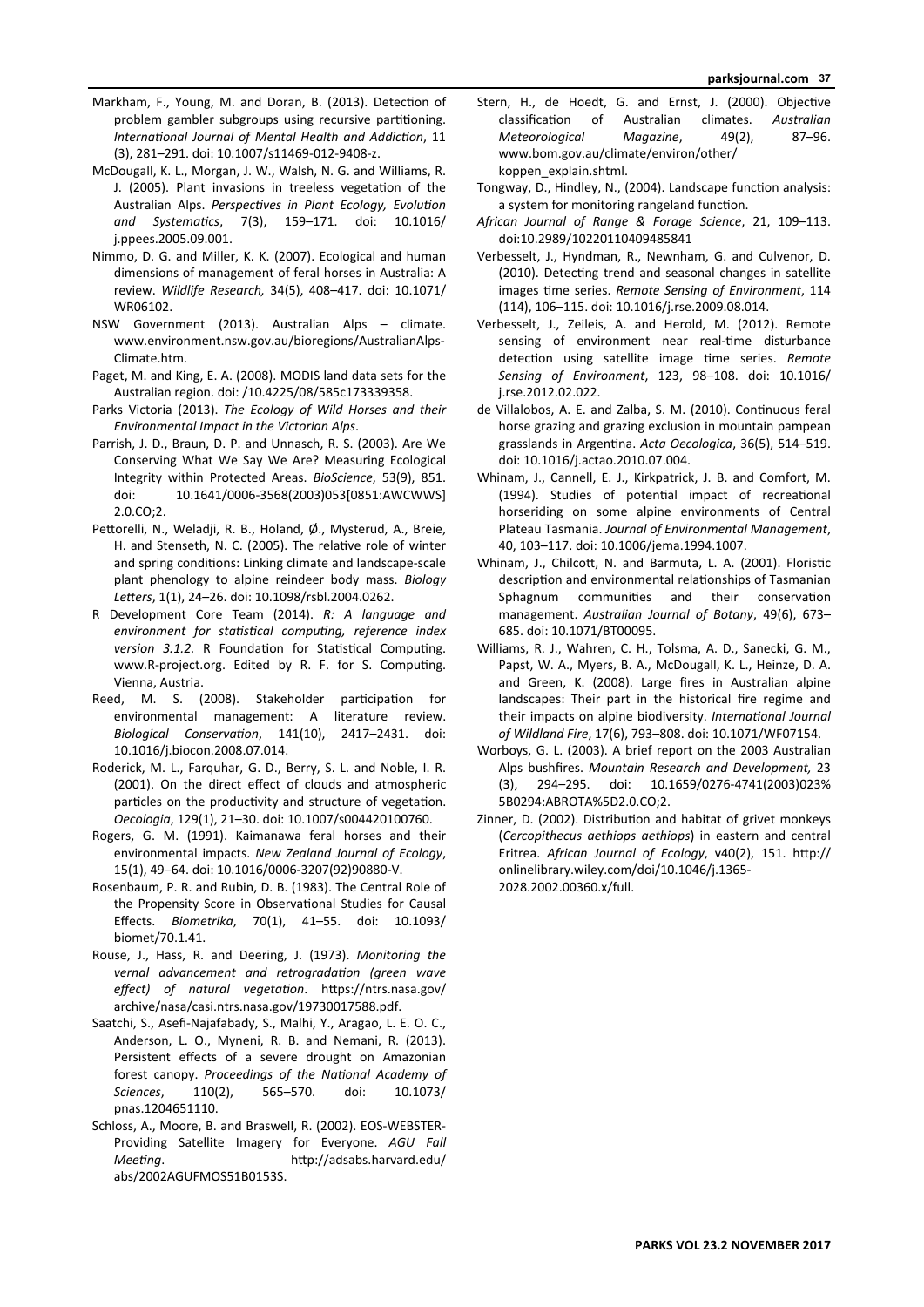Markham, F., Young, M. and Doran, B. (2013). Detection of problem gambler subgroups using recursive partitioning. *International Journal of Mental Health and Addiction*, 11 (3), 281–291. doi: 10.1007/s11469-012-9408-z.

McDougall, K. L., Morgan, J. W., Walsh, N. G. and Williams, R. J. (2005). Plant invasions in treeless vegetation of the Australian Alps. *Perspectives in Plant Ecology, Evolution and Systematics*, 7(3), 159–171. doi: 10.1016/ j.ppees.2005.09.001.

Nimmo, D. G. and Miller, K. K. (2007). Ecological and human dimensions of management of feral horses in Australia: A review. *Wildlife Research,* 34(5), 408–417. doi: 10.1071/ WR06102.

NSW Government (2013). Australian Alps – climate. www.environment.nsw.gov.au/bioregions/AustralianAlps-Climate.htm.

Paget, M. and King, E. A. (2008). MODIS land data sets for the Australian region. doi: /10.4225/08/585c173339358.

Parks Victoria (2013). *The Ecology of Wild Horses and their Environmental Impact in the Victorian Alps*.

Parrish, J. D., Braun, D. P. and Unnasch, R. S. (2003). Are We Conserving What We Say We Are? Measuring Ecological Integrity within Protected Areas. *BioScience*, 53(9), 851. doi: 10.1641/0006-3568(2003)053[0851:AWCWWS] 2.0.CO;2.

Pettorelli, N., Weladji, R. B., Holand, Ø., Mysterud, A., Breie, H. and Stenseth, N. C. (2005). The relative role of winter and spring conditions: Linking climate and landscape-scale plant phenology to alpine reindeer body mass. *Biology Letters*, 1(1), 24–26. doi: 10.1098/rsbl.2004.0262.

R Development Core Team (2014). *R: A language and environment for statistical computing, reference index version 3.1.2.* R Foundation for Statistical Computing. www.R-project.org. Edited by R. F. for S. Computing. Vienna, Austria.

Reed, M. S. (2008). Stakeholder participation for environmental management: A literature review. *Biological Conservation*, 141(10), 2417–2431. doi: 10.1016/j.biocon.2008.07.014.

Roderick, M. L., Farquhar, G. D., Berry, S. L. and Noble, I. R. (2001). On the direct effect of clouds and atmospheric particles on the productivity and structure of vegetation. *Oecologia*, 129(1), 21–30. doi: 10.1007/s004420100760.

Rogers, G. M. (1991). Kaimanawa feral horses and their environmental impacts. *New Zealand Journal of Ecology*, 15(1), 49–64. doi: 10.1016/0006-3207(92)90880-V.

Rosenbaum, P. R. and Rubin, D. B. (1983). The Central Role of the Propensity Score in Observational Studies for Causal Effects. *Biometrika*, 70(1), 41–55. doi: 10.1093/ biomet/70.1.41.

Rouse, J., Hass, R. and Deering, J. (1973). *Monitoring the vernal advancement and retrogradation (green wave effect) of natural vegetation*. https://ntrs.nasa.gov/ archive/nasa/casi.ntrs.nasa.gov/19730017588.pdf.

Saatchi, S., Asefi-Najafabady, S., Malhi, Y., Aragao, L. E. O. C., Anderson, L. O., Myneni, R. B. and Nemani, R. (2013). Persistent effects of a severe drought on Amazonian forest canopy. *Proceedings of the National Academy of Sciences*, 110(2), 565–570. doi: 10.1073/ pnas.1204651110.

Schloss, A., Moore, B. and Braswell, R. (2002). EOS-WEBSTER-Providing Satellite Imagery for Everyone. *AGU Fall Meeting*. http://adsabs.harvard.edu/ abs/2002AGUFMOS51B0153S.

Stern, H., de Hoedt, G. and Ernst, J. (2000). Objective classification of Australian climates. *Australian Meteorological Magazine*, 49(2), 87–96. www.bom.gov.au/climate/environ/other/ koppen_explain.shtml.

Tongway, D., Hindley, N., (2004). Landscape function analysis: a system for monitoring rangeland function.

*African Journal of Range & Forage Science*, 21, 109–113. doi:10.2989/10220110409485841

Verbesselt, J., Hyndman, R., Newnham, G. and Culvenor, D. (2010). Detecting trend and seasonal changes in satellite images time series. *Remote Sensing of Environment*, 114 (114), 106–115. doi: 10.1016/j.rse.2009.08.014.

Verbesselt, J., Zeileis, A. and Herold, M. (2012). Remote sensing of environment near real-time disturbance detection using satellite image time series. *Remote Sensing of Environment*, 123, 98–108. doi: 10.1016/ j.rse.2012.02.022.

de Villalobos, A. E. and Zalba, S. M. (2010). Continuous feral horse grazing and grazing exclusion in mountain pampean grasslands in Argentina. *Acta Oecologica*, 36(5), 514–519. doi: 10.1016/j.actao.2010.07.004.

Whinam, J., Cannell, E. J., Kirkpatrick, J. B. and Comfort, M. (1994). Studies of potential impact of recreational horseriding on some alpine environments of Central Plateau Tasmania. *Journal of Environmental Management*, 40, 103–117. doi: 10.1006/jema.1994.1007.

Whinam, J., Chilcott, N. and Barmuta, L. A. (2001). Floristic description and environmental relationships of Tasmanian Sphagnum communities and their conservation management. *Australian Journal of Botany*, 49(6), 673–685. doi: 10.1071/BT00095.

Williams, R. J., Wahren, C. H., Tolsma, A. D., Sanecki, G. M., Papst, W. A., Myers, B. A., McDougall, K. L., Heinze, D. A. and Green, K. (2008). Large fires in Australian alpine landscapes: Their part in the historical fire regime and their impacts on alpine biodiversity. *International Journal of Wildland Fire*, 17(6), 793–808. doi: 10.1071/WF07154.

Worboys, G. L. (2003). A brief report on the 2003 Australian Alps bushfires. *Mountain Research and Development,* 23 (3), 294–295. doi: 10.1659/0276-4741(2003)023% 5B0294:ABROTA%5D2.0.CO;2.

Zinner, D. (2002). Distribution and habitat of grivet monkeys (*Cercopithecus aethiops aethiops*) in eastern and central Eritrea. *African Journal of Ecology*, v40(2), 151. http:// onlinelibrary.wiley.com/doi/10.1046/j.1365-2028.2002.00360.x/full.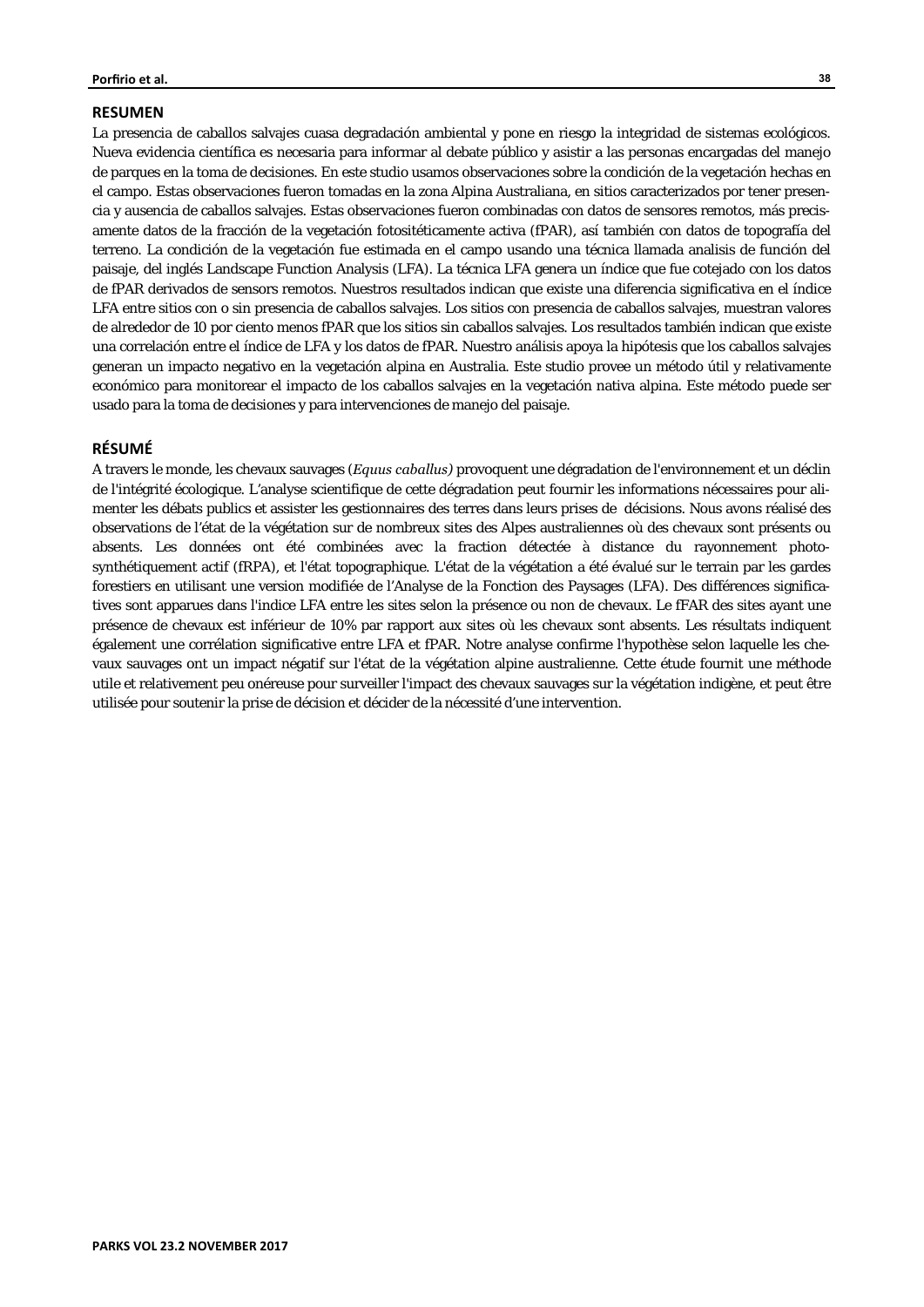## RESUMEN

La presencia de caballos salvajes cuasa degradación ambiental y pone en riesgo la integridad de sistemas ecológicos. Nueva evidencia científica es necesaria para informar al debate público y asistir a las personas encargadas del manejo de parques en la toma de decisiones. En este studio usamos observaciones sobre la condición de la vegetación hechas en el campo. Estas observaciones fueron tomadas en la zona Alpina Australiana, en sitios caracterizados por tener presencia y ausencia de caballos salvajes. Estas observaciones fueron combinadas con datos de sensores remotos, más precisamente datos de la fracción de la vegetación fotositéticamente activa (fPAR), así también con datos de topografía del terreno. La condición de la vegetación fue estimada en el campo usando una técnica llamada analisis de función del paisaje, del inglés Landscape Function Analysis (LFA). La técnica LFA genera un índice que fue cotejado con los datos de fPAR derivados de sensors remotos. Nuestros resultados indican que existe una diferencia significativa en el índice LFA entre sitios con o sin presencia de caballos salvajes. Los sitios con presencia de caballos salvajes, muestran valores de alrededor de 10 por ciento menos fPAR que los sitios sin caballos salvajes. Los resultados también indican que existe una correlación entre el índice de LFA y los datos de fPAR. Nuestro análisis apoya la hipótesis que los caballos salvajes generan un impacto negativo en la vegetación alpina en Australia. Este studio provee un método útil y relativamente económico para monitorear el impacto de los caballos salvajes en la vegetación nativa alpina. Este método puede ser usado para la toma de decisiones y para intervenciones de manejo del paisaje.

## RÉSUMÉ

A travers le monde, les chevaux sauvages (*Equus caballus)* provoquent une dégradation de l'environnement et un déclin de l'intégrité écologique. L'analyse scientifique de cette dégradation peut fournir les informations nécessaires pour alimenter les débats publics et assister les gestionnaires des terres dans leurs prises de décisions. Nous avons réalisé des observations de l'état de la végétation sur de nombreux sites des Alpes australiennes où des chevaux sont présents ou absents. Les données ont été combinées avec la fraction détectée à distance du rayonnement photosynthétiquement actif (fRPA), et l'état topographique. L'état de la végétation a été évalué sur le terrain par les gardes forestiers en utilisant une version modifiée de l'Analyse de la Fonction des Paysages (LFA). Des différences significatives sont apparues dans l'indice LFA entre les sites selon la présence ou non de chevaux. Le fFAR des sites ayant une présence de chevaux est inférieur de 10% par rapport aux sites où les chevaux sont absents. Les résultats indiquent également une corrélation significative entre LFA et fPAR. Notre analyse confirme l'hypothèse selon laquelle les chevaux sauvages ont un impact négatif sur l'état de la végétation alpine australienne. Cette étude fournit une méthode utile et relativement peu onéreuse pour surveiller l'impact des chevaux sauvages sur la végétation indigène, et peut être utilisée pour soutenir la prise de décision et décider de la nécessité d'une intervention.